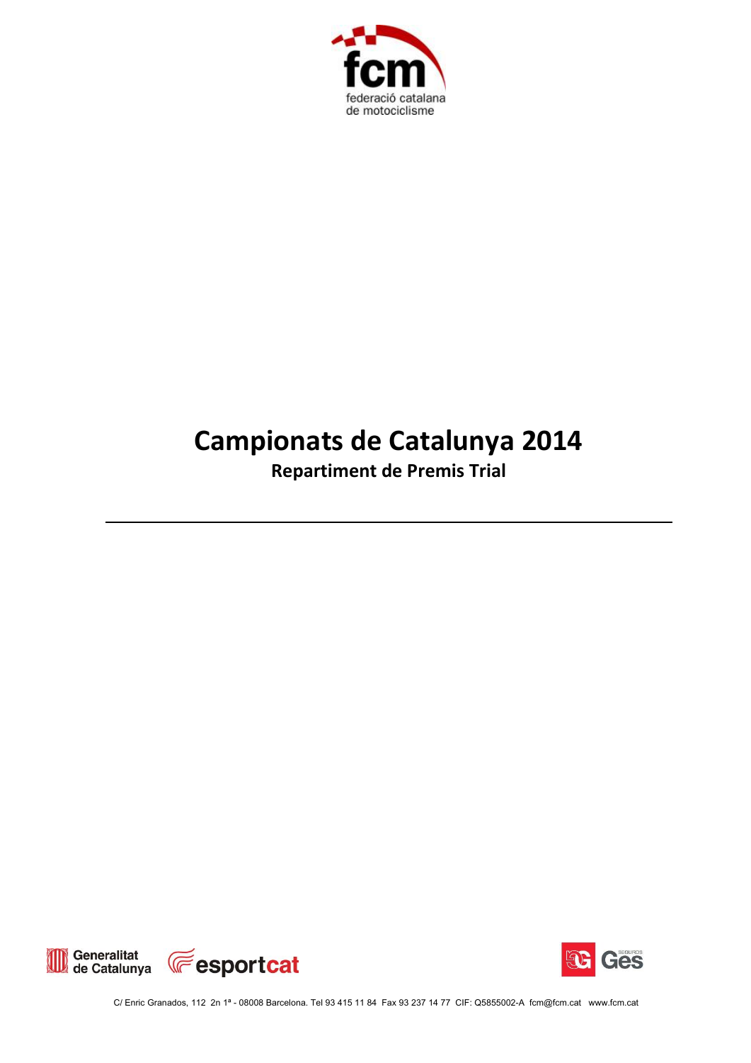# Campionats de Catalunya 2014

## Repartiment de Premis Trial

---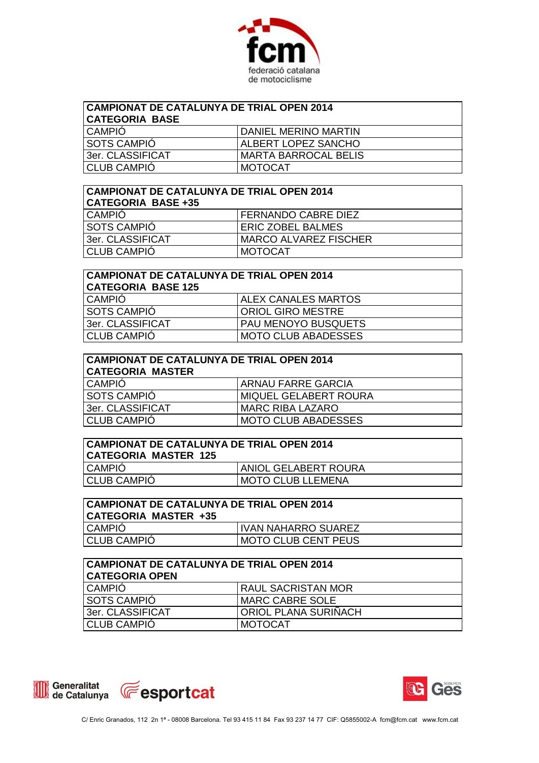| CAMPIONAT DE CATALUNYA DE TRIAL OPEN 2014<br>CATEGORIA BASE | |
|---|---|
| CAMPIÓ | DANIEL MERINO MARTIN |
| SOTS CAMPIÓ | ALBERT LOPEZ SANCHO |
| 3er. CLASSIFICAT | MARTA BARROCAL BELIS |
| CLUB CAMPIÓ | MOTOCAT |

| CAMPIONAT DE CATALUNYA DE TRIAL OPEN 2014<br>CATEGORIA BASE +35 | |
|---|---|
| CAMPIÓ | FERNANDO CABRE DIEZ |
| SOTS CAMPIÓ | ERIC ZOBEL BALMES |
| 3er. CLASSIFICAT | MARCO ALVAREZ FISCHER |
| CLUB CAMPIÓ | MOTOCAT |

| CAMPIONAT DE CATALUNYA DE TRIAL OPEN 2014<br>CATEGORIA BASE 125 | |
|---|---|
| CAMPIÓ | ALEX CANALES MARTOS |
| SOTS CAMPIÓ | ORIOL GIRO MESTRE |
| 3er. CLASSIFICAT | PAU MENOYO BUSQUETS |
| CLUB CAMPIÓ | MOTO CLUB ABADESSES |

| CAMPIONAT DE CATALUNYA DE TRIAL OPEN 2014<br>CATEGORIA MASTER | |
|---|---|
| CAMPIÓ | ARNAU FARRE GARCIA |
| SOTS CAMPIÓ | MIQUEL GELABERT ROURA |
| 3er. CLASSIFICAT | MARC RIBA LAZARO |
| CLUB CAMPIÓ | MOTO CLUB ABADESSES |

| CAMPIONAT DE CATALUNYA DE TRIAL OPEN 2014<br>CATEGORIA MASTER 125 | |
|---|---|
| CAMPIÓ | ANIOL GELABERT ROURA |
| CLUB CAMPIÓ | MOTO CLUB LLEMENA |

| CAMPIONAT DE CATALUNYA DE TRIAL OPEN 2014<br>CATEGORIA MASTER +35 | |
|---|---|
| CAMPIÓ | IVAN NAHARRO SUAREZ |
| CLUB CAMPIÓ | MOTO CLUB CENT PEUS |

| CAMPIONAT DE CATALUNYA DE TRIAL OPEN 2014<br>CATEGORIA OPEN | |
|---|---|
| CAMPIÓ | RAUL SACRISTAN MOR |
| SOTS CAMPIÓ | MARC CABRE SOLE |
| 3er. CLASSIFICAT | ORIOL PLANA SURIÑACH |
| CLUB CAMPIÓ | MOTOCAT |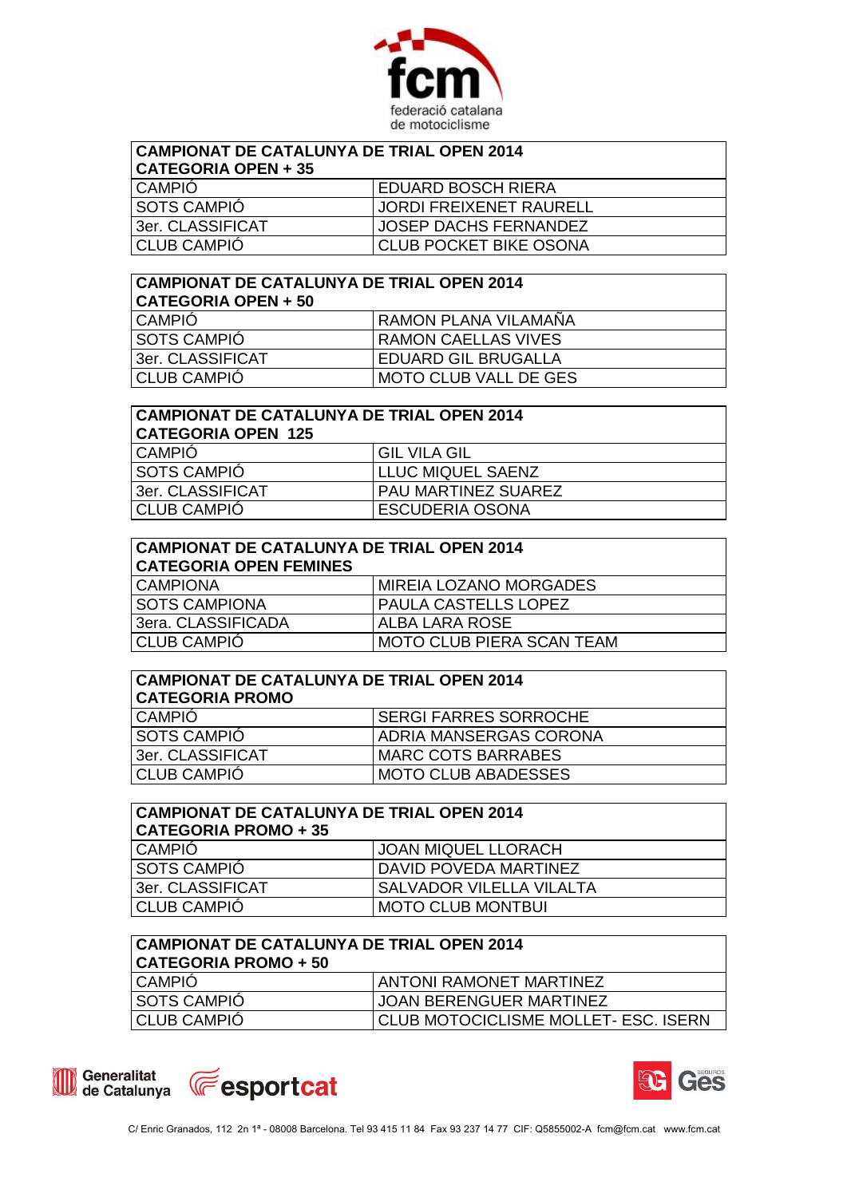| CAMPIONAT DE CATALUNYA DE TRIAL OPEN 2014<br>CATEGORIA OPEN + 35 | |
|---|---|
| CAMPIÓ | EDUARD BOSCH RIERA |
| SOTS CAMPIÓ | JORDI FREIXENET RAURELL |
| 3er. CLASSIFICAT | JOSEP DACHS FERNANDEZ |
| CLUB CAMPIÓ | CLUB POCKET BIKE OSONA |

| CAMPIONAT DE CATALUNYA DE TRIAL OPEN 2014<br>CATEGORIA OPEN + 50 | |
|---|---|
| CAMPIÓ | RAMON PLANA VILAMAÑA |
| SOTS CAMPIÓ | RAMON CAELLAS VIVES |
| 3er. CLASSIFICAT | EDUARD GIL BRUGALLA |
| CLUB CAMPIÓ | MOTO CLUB VALL DE GES |

| CAMPIONAT DE CATALUNYA DE TRIAL OPEN 2014<br>CATEGORIA OPEN 125 | |
|---|---|
| CAMPIÓ | GIL VILA GIL |
| SOTS CAMPIÓ | LLUC MIQUEL SAENZ |
| 3er. CLASSIFICAT | PAU MARTINEZ SUAREZ |
| CLUB CAMPIÓ | ESCUDERIA OSONA |

| CAMPIONAT DE CATALUNYA DE TRIAL OPEN 2014<br>CATEGORIA OPEN FEMINES | |
|---|---|
| CAMPIONA | MIREIA LOZANO MORGADES |
| SOTS CAMPIONA | PAULA CASTELLS LOPEZ |
| 3era. CLASSIFICADA | ALBA LARA ROSE |
| CLUB CAMPIÓ | MOTO CLUB PIERA SCAN TEAM |

| CAMPIONAT DE CATALUNYA DE TRIAL OPEN 2014<br>CATEGORIA PROMO | |
|---|---|
| CAMPIÓ | SERGI FARRES SORROCHE |
| SOTS CAMPIÓ | ADRIA MANSERGAS CORONA |
| 3er. CLASSIFICAT | MARC COTS BARRABES |
| CLUB CAMPIÓ | MOTO CLUB ABADESSES |

| CAMPIONAT DE CATALUNYA DE TRIAL OPEN 2014<br>CATEGORIA PROMO + 35 | |
|---|---|
| CAMPIÓ | JOAN MIQUEL LLORACH |
| SOTS CAMPIÓ | DAVID POVEDA MARTINEZ |
| 3er. CLASSIFICAT | SALVADOR VILELLA VILALTA |
| CLUB CAMPIÓ | MOTO CLUB MONTBUI |

| CAMPIONAT DE CATALUNYA DE TRIAL OPEN 2014<br>CATEGORIA PROMO + 50 | |
|---|---|
| CAMPIÓ | ANTONI RAMONET MARTINEZ |
| SOTS CAMPIÓ | JOAN BERENGUER MARTINEZ |
| CLUB CAMPIÓ | CLUB MOTOCICLISME MOLLET- ESC. ISERN |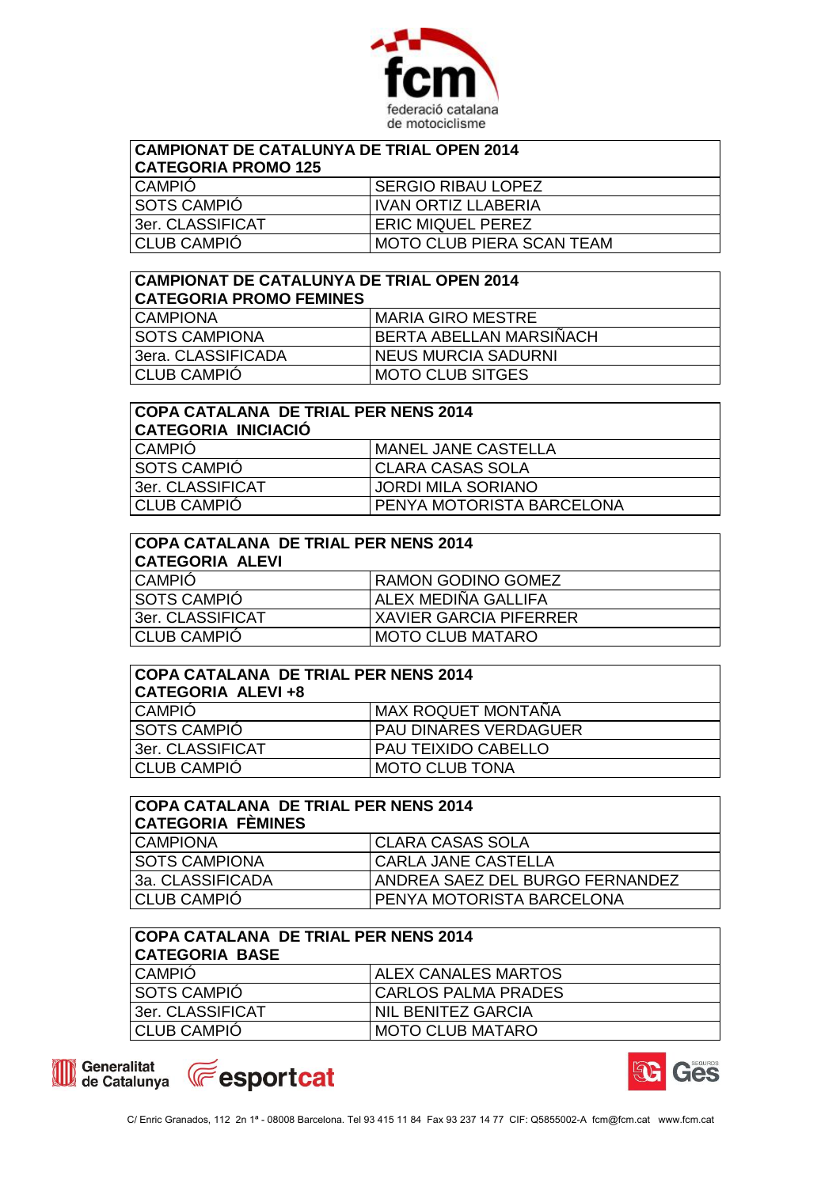| CAMPIONAT DE CATALUNYA DE TRIAL OPEN 2014<br>CATEGORIA PROMO 125 | |
|---|---|
| CAMPIÓ | SERGIO RIBAU LOPEZ |
| SOTS CAMPIÓ | IVAN ORTIZ LLABERIA |
| 3er. CLASSIFICAT | ERIC MIQUEL PEREZ |
| CLUB CAMPIÓ | MOTO CLUB PIERA SCAN TEAM |

| CAMPIONAT DE CATALUNYA DE TRIAL OPEN 2014<br>CATEGORIA PROMO FEMINES | |
|---|---|
| CAMPIONA | MARIA GIRO MESTRE |
| SOTS CAMPIONA | BERTA ABELLAN MARSIÑACH |
| 3era. CLASSIFICADA | NEUS MURCIA SADURNI |
| CLUB CAMPIÓ | MOTO CLUB SITGES |

| COPA CATALANA DE TRIAL PER NENS 2014<br>CATEGORIA INICIACIÓ | |
|---|---|
| CAMPIÓ | MANEL JANE CASTELLA |
| SOTS CAMPIÓ | CLARA CASAS SOLA |
| 3er. CLASSIFICAT | JORDI MILA SORIANO |
| CLUB CAMPIÓ | PENYA MOTORISTA BARCELONA |

| COPA CATALANA DE TRIAL PER NENS 2014<br>CATEGORIA ALEVI | |
|---|---|
| CAMPIÓ | RAMON GODINO GOMEZ |
| SOTS CAMPIÓ | ALEX MEDIÑA GALLIFA |
| 3er. CLASSIFICAT | XAVIER GARCIA PIFERRER |
| CLUB CAMPIÓ | MOTO CLUB MATARO |

| COPA CATALANA DE TRIAL PER NENS 2014<br>CATEGORIA ALEVI +8 | |
|---|---|
| CAMPIÓ | MAX ROQUET MONTAÑA |
| SOTS CAMPIÓ | PAU DINARES VERDAGUER |
| 3er. CLASSIFICAT | PAU TEIXIDO CABELLO |
| CLUB CAMPIÓ | MOTO CLUB TONA |

| COPA CATALANA DE TRIAL PER NENS 2014<br>CATEGORIA FÈMINES | |
|---|---|
| CAMPIONA | CLARA CASAS SOLA |
| SOTS CAMPIONA | CARLA JANE CASTELLA |
| 3a. CLASSIFICADA | ANDREA SAEZ DEL BURGO FERNANDEZ |
| CLUB CAMPIÓ | PENYA MOTORISTA BARCELONA |

| COPA CATALANA DE TRIAL PER NENS 2014<br>CATEGORIA BASE | |
|---|---|
| CAMPIÓ | ALEX CANALES MARTOS |
| SOTS CAMPIÓ | CARLOS PALMA PRADES |
| 3er. CLASSIFICAT | NIL BENITEZ GARCIA |
| CLUB CAMPIÓ | MOTO CLUB MATARO |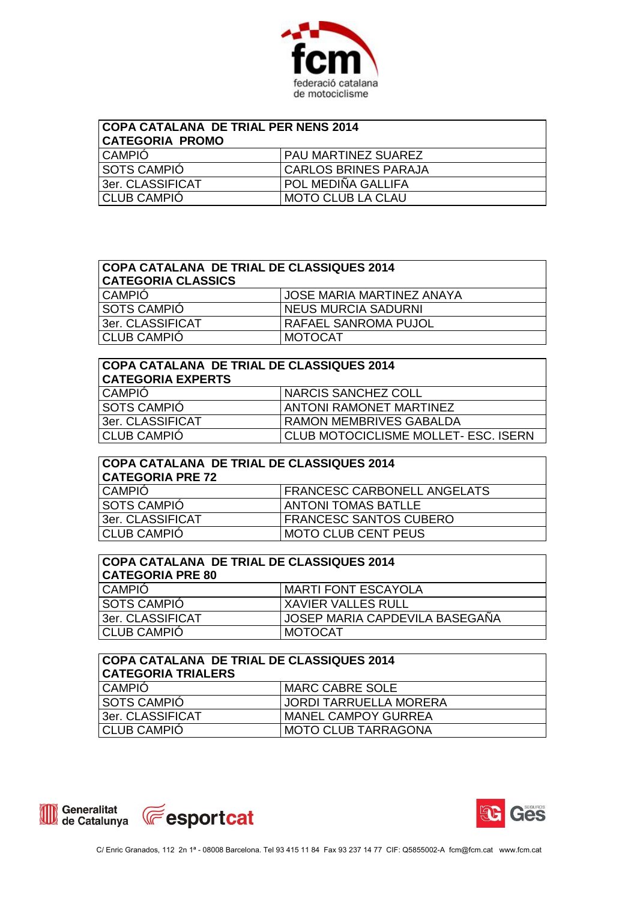| COPA CATALANA DE TRIAL PER NENS 2014<br>CATEGORIA PROMO | |
|---|---|
| CAMPIÓ | PAU MARTINEZ SUAREZ |
| SOTS CAMPIÓ | CARLOS BRINES PARAJA |
| 3er. CLASSIFICAT | POL MEDIÑA GALLIFA |
| CLUB CAMPIÓ | MOTO CLUB LA CLAU |

| COPA CATALANA DE TRIAL DE CLASSIQUES 2014<br>CATEGORIA CLASSICS | |
|---|---|
| CAMPIÓ | JOSE MARIA MARTINEZ ANAYA |
| SOTS CAMPIÓ | NEUS MURCIA SADURNI |
| 3er. CLASSIFICAT | RAFAEL SANROMA PUJOL |
| CLUB CAMPIÓ | MOTOCAT |

| COPA CATALANA DE TRIAL DE CLASSIQUES 2014<br>CATEGORIA EXPERTS | |
|---|---|
| CAMPIÓ | NARCIS SANCHEZ COLL |
| SOTS CAMPIÓ | ANTONI RAMONET MARTINEZ |
| 3er. CLASSIFICAT | RAMON MEMBRIVES GABALDA |
| CLUB CAMPIÓ | CLUB MOTOCICLISME MOLLET- ESC. ISERN |

| COPA CATALANA DE TRIAL DE CLASSIQUES 2014<br>CATEGORIA PRE 72 | |
|---|---|
| CAMPIÓ | FRANCESC CARBONELL ANGELATS |
| SOTS CAMPIÓ | ANTONI TOMAS BATLLE |
| 3er. CLASSIFICAT | FRANCESC SANTOS CUBERO |
| CLUB CAMPIÓ | MOTO CLUB CENT PEUS |

| COPA CATALANA DE TRIAL DE CLASSIQUES 2014<br>CATEGORIA PRE 80 | |
|---|---|
| CAMPIÓ | MARTI FONT ESCAYOLA |
| SOTS CAMPIÓ | XAVIER VALLES RULL |
| 3er. CLASSIFICAT | JOSEP MARIA CAPDEVILA BASEGAÑA |
| CLUB CAMPIÓ | MOTOCAT |

| COPA CATALANA DE TRIAL DE CLASSIQUES 2014<br>CATEGORIA TRIALERS | |
|---|---|
| CAMPIÓ | MARC CABRE SOLE |
| SOTS CAMPIÓ | JORDI TARRUELLA MORERA |
| 3er. CLASSIFICAT | MANEL CAMPOY GURREA |
| CLUB CAMPIÓ | MOTO CLUB TARRAGONA |